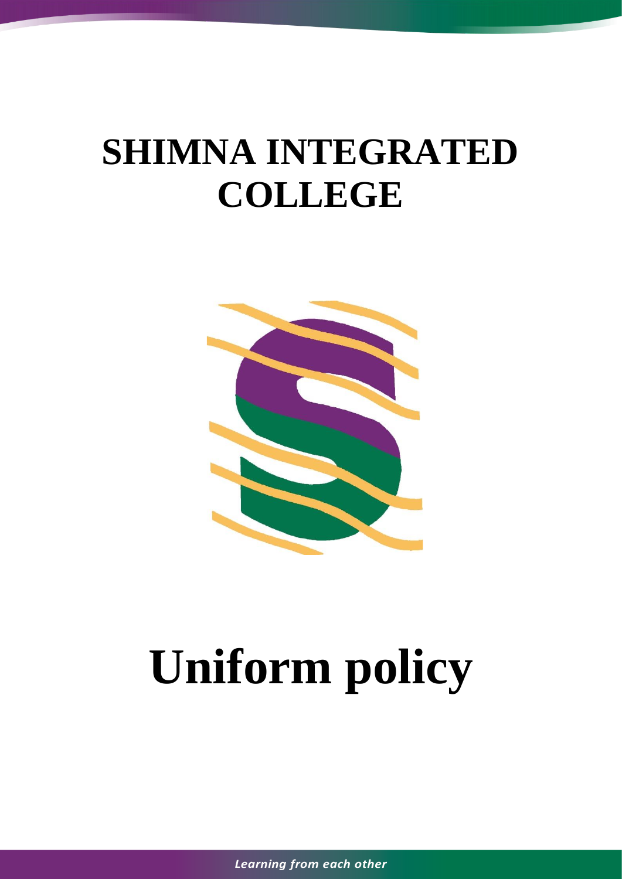# SHIMNA INTEGRATED COLLEGE

# Uniform policy

*Learning from each other*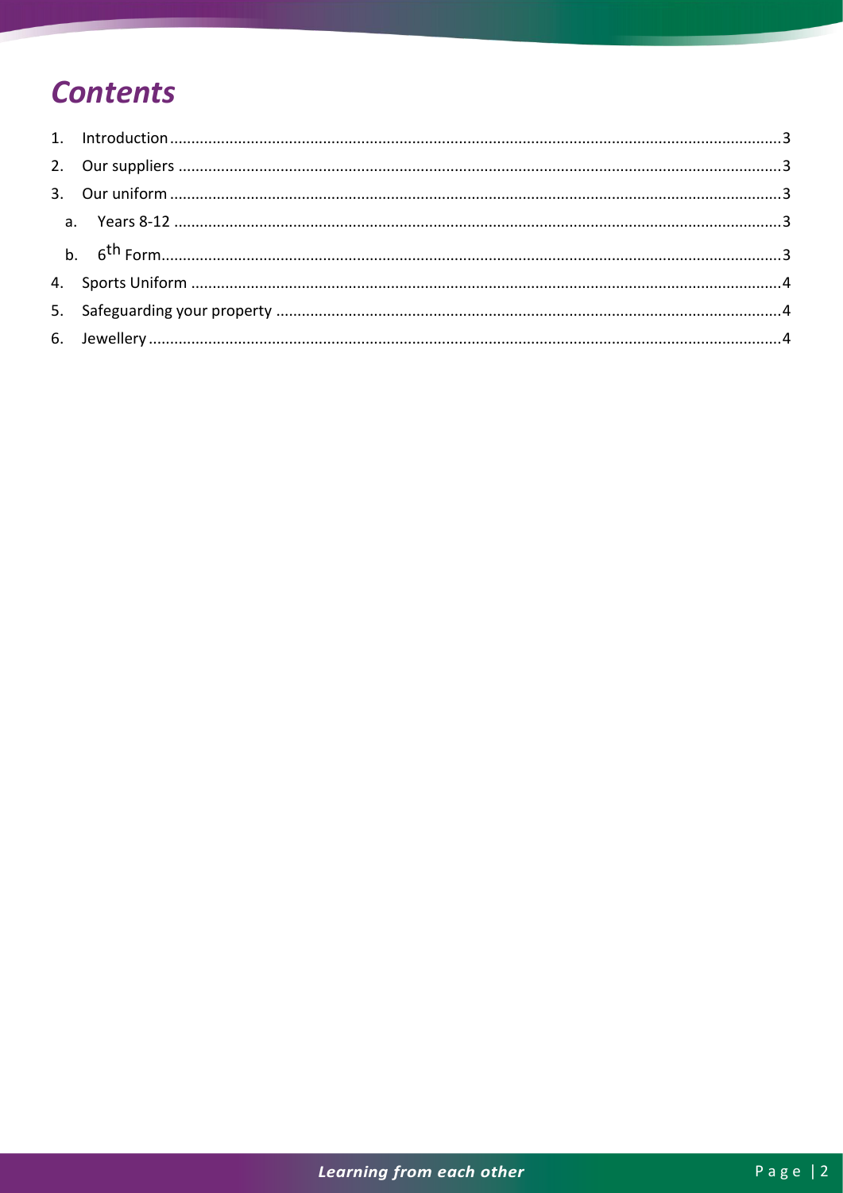# Contents

1. Introduction ........................................................................ 3
2. Our suppliers ........................................................................ 3
3. Our uniform ........................................................................ 3
   a. Years 8-12 ........................................................................ 3
   b. 6th Form ........................................................................ 3
4. Sports Uniform ........................................................................ 4
5. Safeguarding your property ........................................................................ 4
6. Jewellery ........................................................................ 4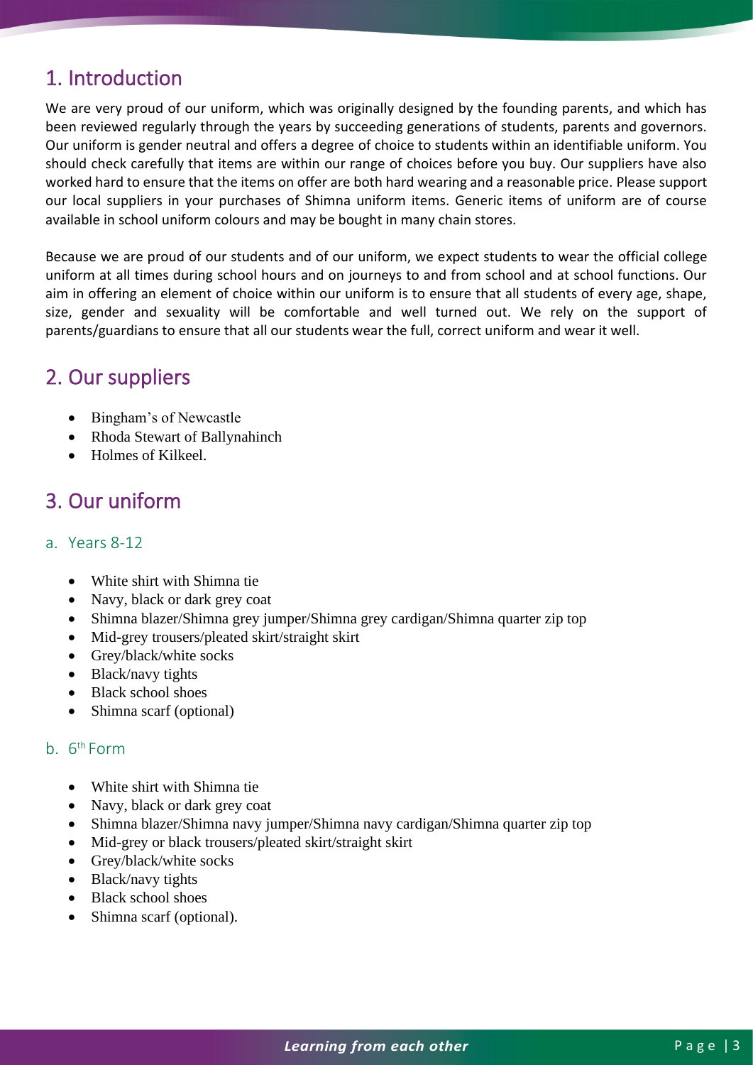## 1. Introduction

We are very proud of our uniform, which was originally designed by the founding parents, and which has been reviewed regularly through the years by succeeding generations of students, parents and governors. Our uniform is gender neutral and offers a degree of choice to students within an identifiable uniform. You should check carefully that items are within our range of choices before you buy. Our suppliers have also worked hard to ensure that the items on offer are both hard wearing and a reasonable price. Please support our local suppliers in your purchases of Shimna uniform items. Generic items of uniform are of course available in school uniform colours and may be bought in many chain stores.

Because we are proud of our students and of our uniform, we expect students to wear the official college uniform at all times during school hours and on journeys to and from school and at school functions. Our aim in offering an element of choice within our uniform is to ensure that all students of every age, shape, size, gender and sexuality will be comfortable and well turned out. We rely on the support of parents/guardians to ensure that all our students wear the full, correct uniform and wear it well.

## 2. Our suppliers

- Bingham's of Newcastle
- Rhoda Stewart of Ballynahinch
- Holmes of Kilkeel.

## 3. Our uniform

### a. Years 8-12

- White shirt with Shimna tie
- Navy, black or dark grey coat
- Shimna blazer/Shimna grey jumper/Shimna grey cardigan/Shimna quarter zip top
- Mid-grey trousers/pleated skirt/straight skirt
- Grey/black/white socks
- Black/navy tights
- Black school shoes
- Shimna scarf (optional)

### b. 6th Form

- White shirt with Shimna tie
- Navy, black or dark grey coat
- Shimna blazer/Shimna navy jumper/Shimna navy cardigan/Shimna quarter zip top
- Mid-grey or black trousers/pleated skirt/straight skirt
- Grey/black/white socks
- Black/navy tights
- Black school shoes
- Shimna scarf (optional).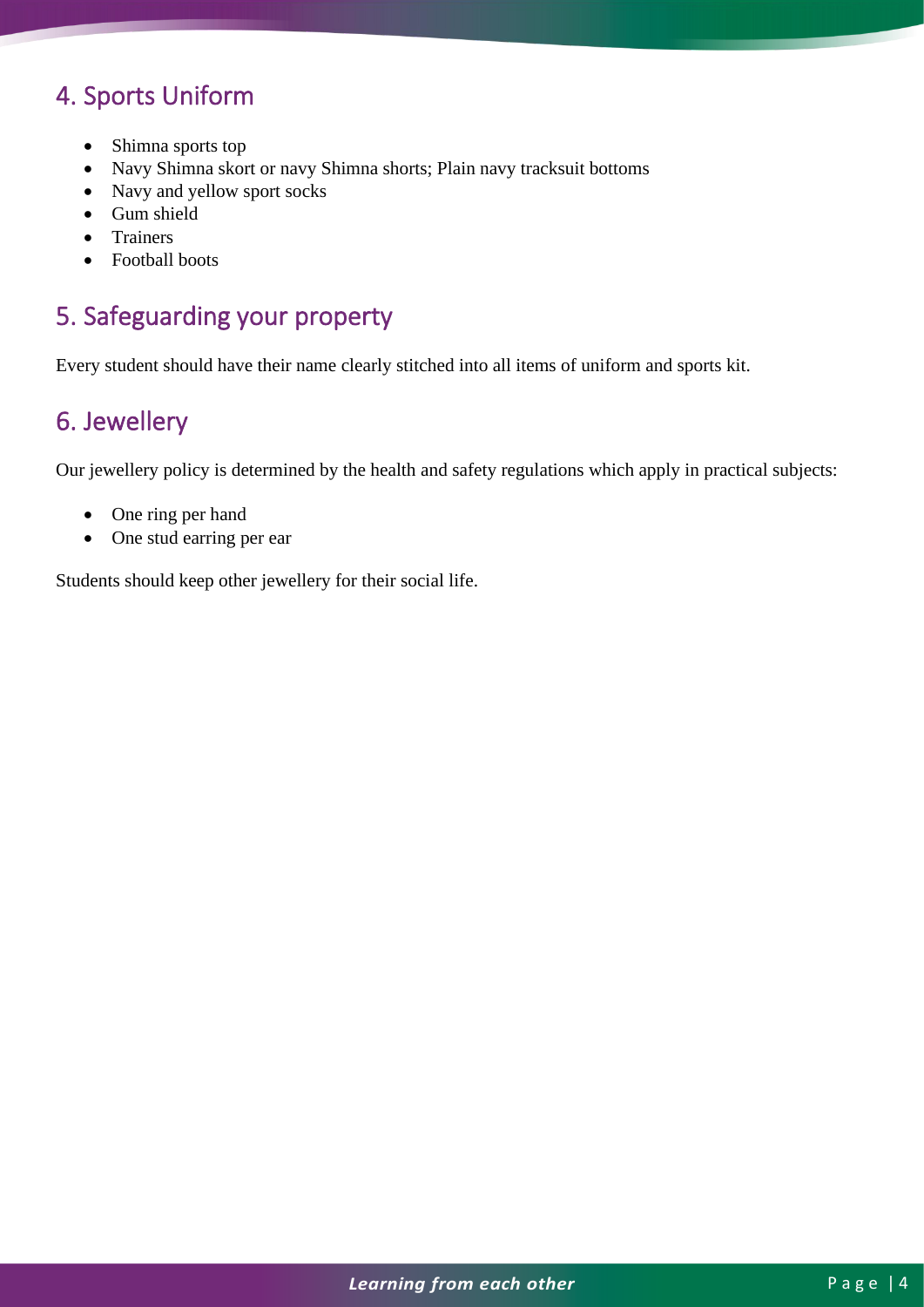## 4. Sports Uniform

- Shimna sports top
- Navy Shimna skort or navy Shimna shorts; Plain navy tracksuit bottoms
- Navy and yellow sport socks
- Gum shield
- Trainers
- Football boots

## 5. Safeguarding your property

Every student should have their name clearly stitched into all items of uniform and sports kit.

## 6. Jewellery

Our jewellery policy is determined by the health and safety regulations which apply in practical subjects:

- One ring per hand
- One stud earring per ear

Students should keep other jewellery for their social life.